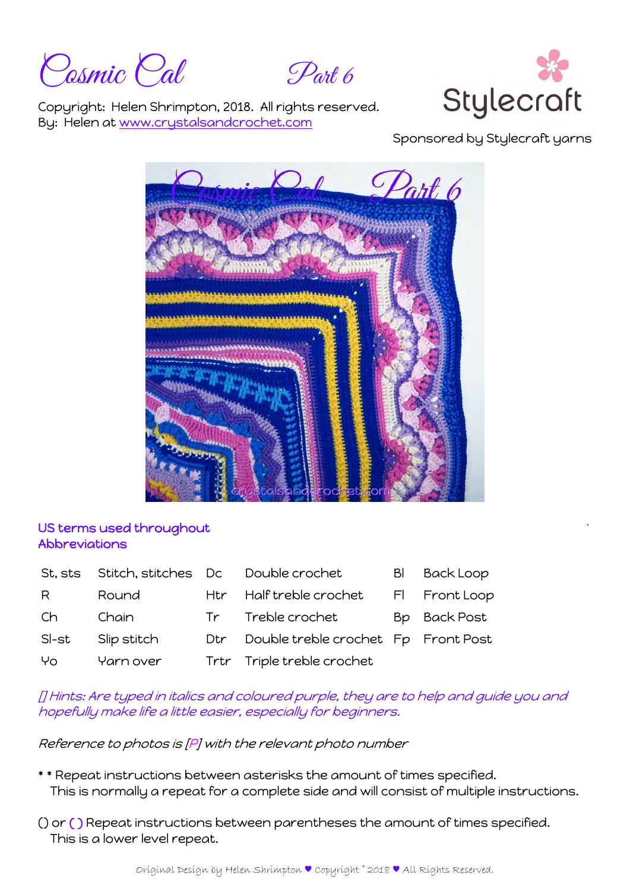# Cosmic Cal Part 6

Copyright: Helen Shrimpton, 2018. All rights reserved.
By: Helen at www.crystalsandcrochet.com

Stylecraft

Sponsored by Stylecraft yarns

## US terms used throughout
## Abbreviations

| | | | | | |
|---|---|---|---|---|---|
| St, sts | Stitch, stitches | Dc | Double crochet | Bl | Back Loop |
| R | Round | Htr | Half treble crochet | Fl | Front Loop |
| Ch | Chain | Tr | Treble crochet | Bp | Back Post |
| Sl-st | Slip stitch | Dtr | Double treble crochet | Fp | Front Post |
| Yo | Yarn over | Trtr | Triple treble crochet | | |

*[] Hints: Are typed in italics and coloured purple, they are to help and guide you and hopefully make life a little easier, especially for beginners.*

*Reference to photos is [P] with the relevant photo number*

* * Repeat instructions between asterisks the amount of times specified.
This is normally a repeat for a complete side and will consist of multiple instructions.

() or ( ) Repeat instructions between parentheses the amount of times specified.
This is a lower level repeat.

Original Design by Helen Shrimpton ♥ Copyright © 2018 ♥ All Rights Reserved.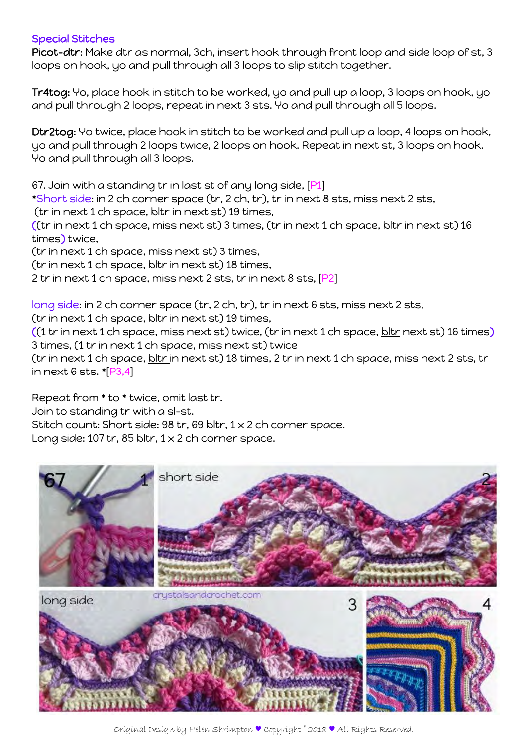### Special Stitches

**Picot-dtr**: Make dtr as normal, 3ch, insert hook through front loop and side loop of st, 3 loops on hook, yo and pull through all 3 loops to slip stitch together.

**Tr4tog:** Yo, place hook in stitch to be worked, yo and pull up a loop, 3 loops on hook, yo and pull through 2 loops, repeat in next 3 sts. Yo and pull through all 5 loops.

**Dtr2tog**: Yo twice, place hook in stitch to be worked and pull up a loop, 4 loops on hook, yo and pull through 2 loops twice, 2 loops on hook. Repeat in next st, 3 loops on hook. Yo and pull through all 3 loops.

67. Join with a standing tr in last st of any long side, [P1]
*Short side: in 2 ch corner space (tr, 2 ch, tr), tr in next 8 sts, miss next 2 sts,
(tr in next 1 ch space, bltr in next st) 19 times,
((tr in next 1 ch space, miss next st) 3 times, (tr in next 1 ch space, bltr in next st) 16 times) twice,
(tr in next 1 ch space, miss next st) 3 times,
(tr in next 1 ch space, bltr in next st) 18 times,
2 tr in next 1 ch space, miss next 2 sts, tr in next 8 sts, [P2]

long side: in 2 ch corner space (tr, 2 ch, tr), tr in next 6 sts, miss next 2 sts,
(tr in next 1 ch space, bltr in next st) 19 times,
((1 tr in next 1 ch space, miss next st) twice, (tr in next 1 ch space, bltr next st) 16 times) 3 times, (1 tr in next 1 ch space, miss next st) twice
(tr in next 1 ch space, bltr in next st) 18 times, 2 tr in next 1 ch space, miss next 2 sts, tr in next 6 sts. *[P3,4]

Repeat from * to * twice, omit last tr.
Join to standing tr with a sl-st.
Stitch count: Short side: 98 tr, 69 bltr, 1 x 2 ch corner space.
Long side: 107 tr, 85 bltr, 1 x 2 ch corner space.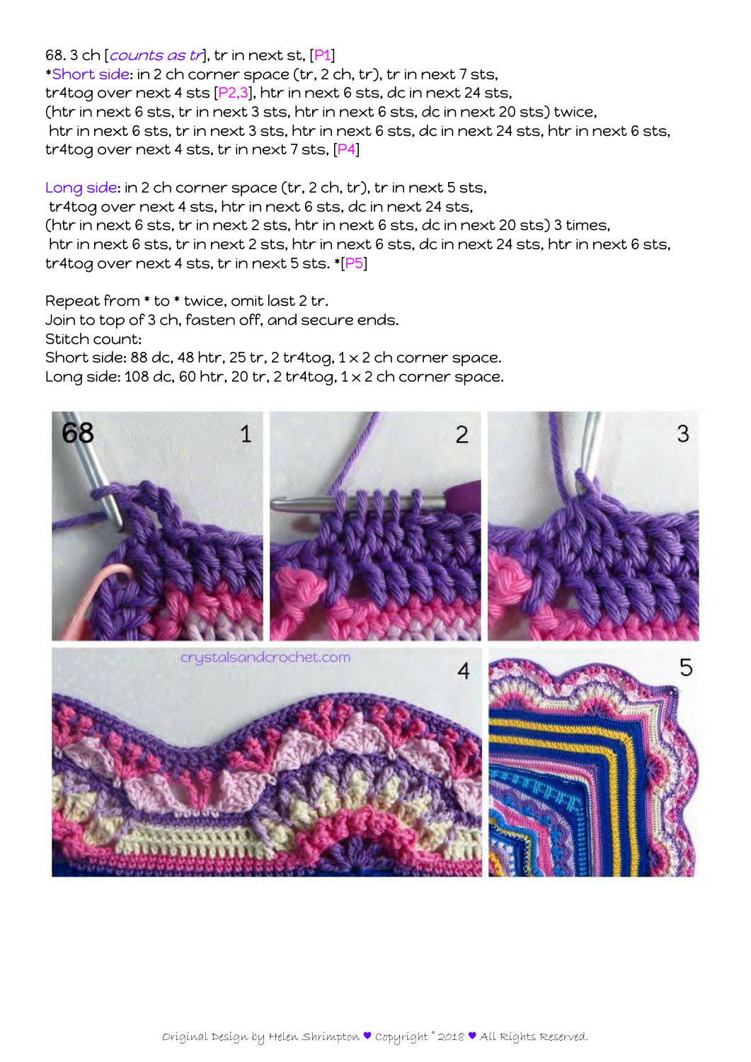68. 3 ch [*counts as tr*], tr in next st, [P1]

*Short side: in 2 ch corner space (tr, 2 ch, tr), tr in next 7 sts,
tr4tog over next 4 sts [P2,3], htr in next 6 sts, dc in next 24 sts,
(htr in next 6 sts, tr in next 3 sts, htr in next 6 sts, dc in next 20 sts) twice,
htr in next 6 sts, tr in next 3 sts, htr in next 6 sts, dc in next 24 sts, htr in next 6 sts,
tr4tog over next 4 sts, tr in next 7 sts, [P4]

Long side: in 2 ch corner space (tr, 2 ch, tr), tr in next 5 sts,
tr4tog over next 4 sts, htr in next 6 sts, dc in next 24 sts,
(htr in next 6 sts, tr in next 2 sts, htr in next 6 sts, dc in next 20 sts) 3 times,
htr in next 6 sts, tr in next 2 sts, htr in next 6 sts, dc in next 24 sts, htr in next 6 sts,
tr4tog over next 4 sts, tr in next 5 sts. *[P5]

Repeat from * to * twice, omit last 2 tr.
Join to top of 3 ch, fasten off, and secure ends.
Stitch count:
Short side: 88 dc, 48 htr, 25 tr, 2 tr4tog, 1 x 2 ch corner space.
Long side: 108 dc, 60 htr, 20 tr, 2 tr4tog, 1 x 2 ch corner space.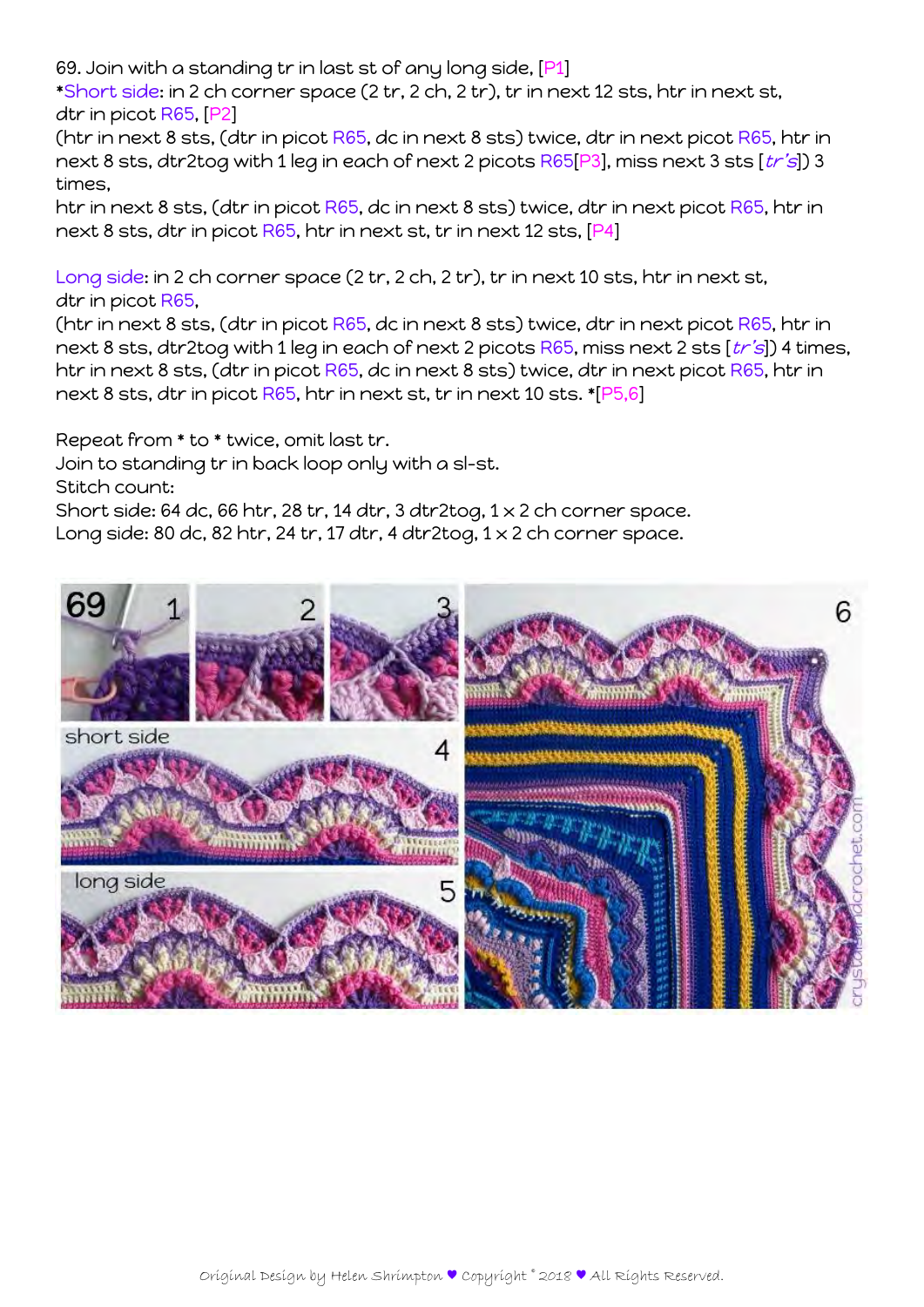69. Join with a standing tr in last st of any long side, [P1]
*Short side: in 2 ch corner space (2 tr, 2 ch, 2 tr), tr in next 12 sts, htr in next st, dtr in picot R65, [P2]
(htr in next 8 sts, (dtr in picot R65, dc in next 8 sts) twice, dtr in next picot R65, htr in next 8 sts, dtr2tog with 1 leg in each of next 2 picots R65[P3], miss next 3 sts [*tr's*]) 3 times,
htr in next 8 sts, (dtr in picot R65, dc in next 8 sts) twice, dtr in next picot R65, htr in next 8 sts, dtr in picot R65, htr in next st, tr in next 12 sts, [P4]

Long side: in 2 ch corner space (2 tr, 2 ch, 2 tr), tr in next 10 sts, htr in next st, dtr in picot R65,
(htr in next 8 sts, (dtr in picot R65, dc in next 8 sts) twice, dtr in next picot R65, htr in next 8 sts, dtr2tog with 1 leg in each of next 2 picots R65, miss next 2 sts [*tr's*]) 4 times,
htr in next 8 sts, (dtr in picot R65, dc in next 8 sts) twice, dtr in next picot R65, htr in next 8 sts, dtr in picot R65, htr in next st, tr in next 10 sts. *[P5,6]

Repeat from * to * twice, omit last tr.
Join to standing tr in back loop only with a sl-st.
Stitch count:
Short side: 64 dc, 66 htr, 28 tr, 14 dtr, 3 dtr2tog, 1 x 2 ch corner space.
Long side: 80 dc, 82 htr, 24 tr, 17 dtr, 4 dtr2tog, 1 x 2 ch corner space.

69 1 2 3 4 5 6

short side

long side

crystalsandcrochet.com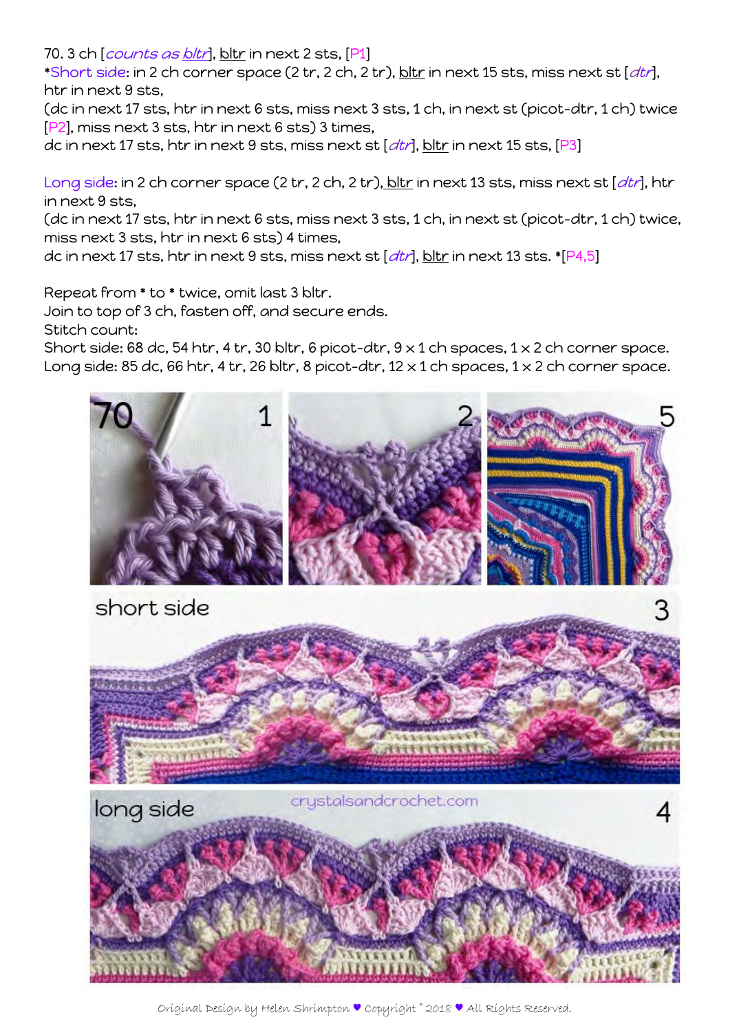70. 3 ch [*counts as bltr*], bltr in next 2 sts, [P1]

*Short side: in 2 ch corner space (2 tr, 2 ch, 2 tr), bltr in next 15 sts, miss next st [*dtr*], htr in next 9 sts,
(dc in next 17 sts, htr in next 6 sts, miss next 3 sts, 1 ch, in next st (picot-dtr, 1 ch) twice [P2], miss next 3 sts, htr in next 6 sts) 3 times,
dc in next 17 sts, htr in next 9 sts, miss next st [*dtr*], bltr in next 15 sts, [P3]

Long side: in 2 ch corner space (2 tr, 2 ch, 2 tr), bltr in next 13 sts, miss next st [*dtr*], htr in next 9 sts,
(dc in next 17 sts, htr in next 6 sts, miss next 3 sts, 1 ch, in next st (picot-dtr, 1 ch) twice, miss next 3 sts, htr in next 6 sts) 4 times,
dc in next 17 sts, htr in next 9 sts, miss next st [*dtr*], bltr in next 13 sts. *[P4,5]

Repeat from * to * twice, omit last 3 bltr.
Join to top of 3 ch, fasten off, and secure ends.
Stitch count:
Short side: 68 dc, 54 htr, 4 tr, 30 bltr, 6 picot-dtr, 9 x 1 ch spaces, 1 x 2 ch corner space.
Long side: 85 dc, 66 htr, 4 tr, 26 bltr, 8 picot-dtr, 12 x 1 ch spaces, 1 x 2 ch corner space.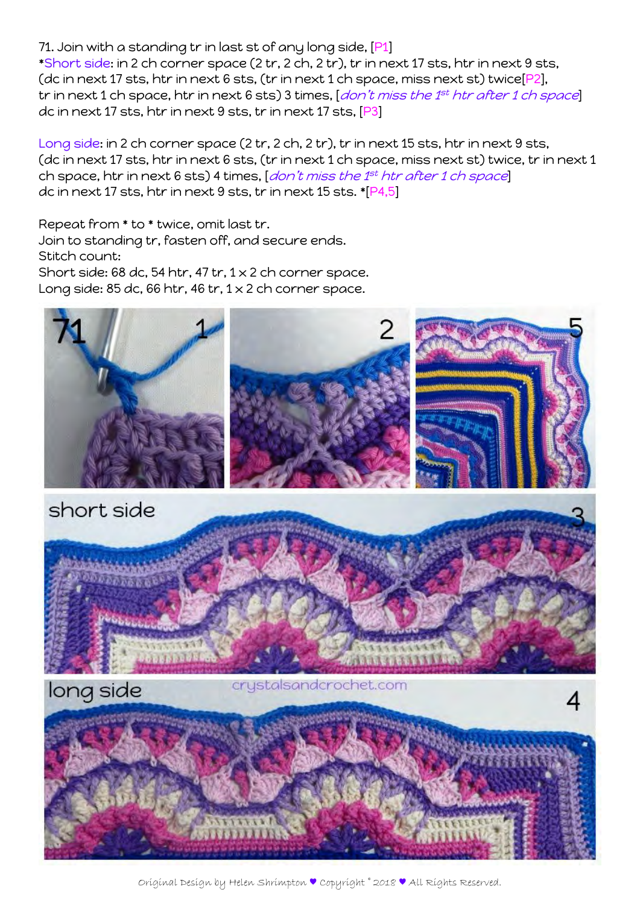71. Join with a standing tr in last st of any long side, [P1]
*Short side: in 2 ch corner space (2 tr, 2 ch, 2 tr), tr in next 17 sts, htr in next 9 sts, (dc in next 17 sts, htr in next 6 sts, (tr in next 1 ch space, miss next st) twice[P2], tr in next 1 ch space, htr in next 6 sts) 3 times, [*don't miss the 1st htr after 1 ch space*] dc in next 17 sts, htr in next 9 sts, tr in next 17 sts, [P3]

Long side: in 2 ch corner space (2 tr, 2 ch, 2 tr), tr in next 15 sts, htr in next 9 sts, (dc in next 17 sts, htr in next 6 sts, (tr in next 1 ch space, miss next st) twice, tr in next 1 ch space, htr in next 6 sts) 4 times, [*don't miss the 1st htr after 1 ch space*] dc in next 17 sts, htr in next 9 sts, tr in next 15 sts. *[P4,5]

Repeat from * to * twice, omit last tr.
Join to standing tr, fasten off, and secure ends.
Stitch count:
Short side: 68 dc, 54 htr, 47 tr, 1 x 2 ch corner space.
Long side: 85 dc, 66 htr, 46 tr, 1 x 2 ch corner space.

71 1

2

5

short side 3

long side crystalsandcrochet.com 4

Original Design by Helen Shrimpton ♥ Copyright © 2018 ♥ All Rights Reserved.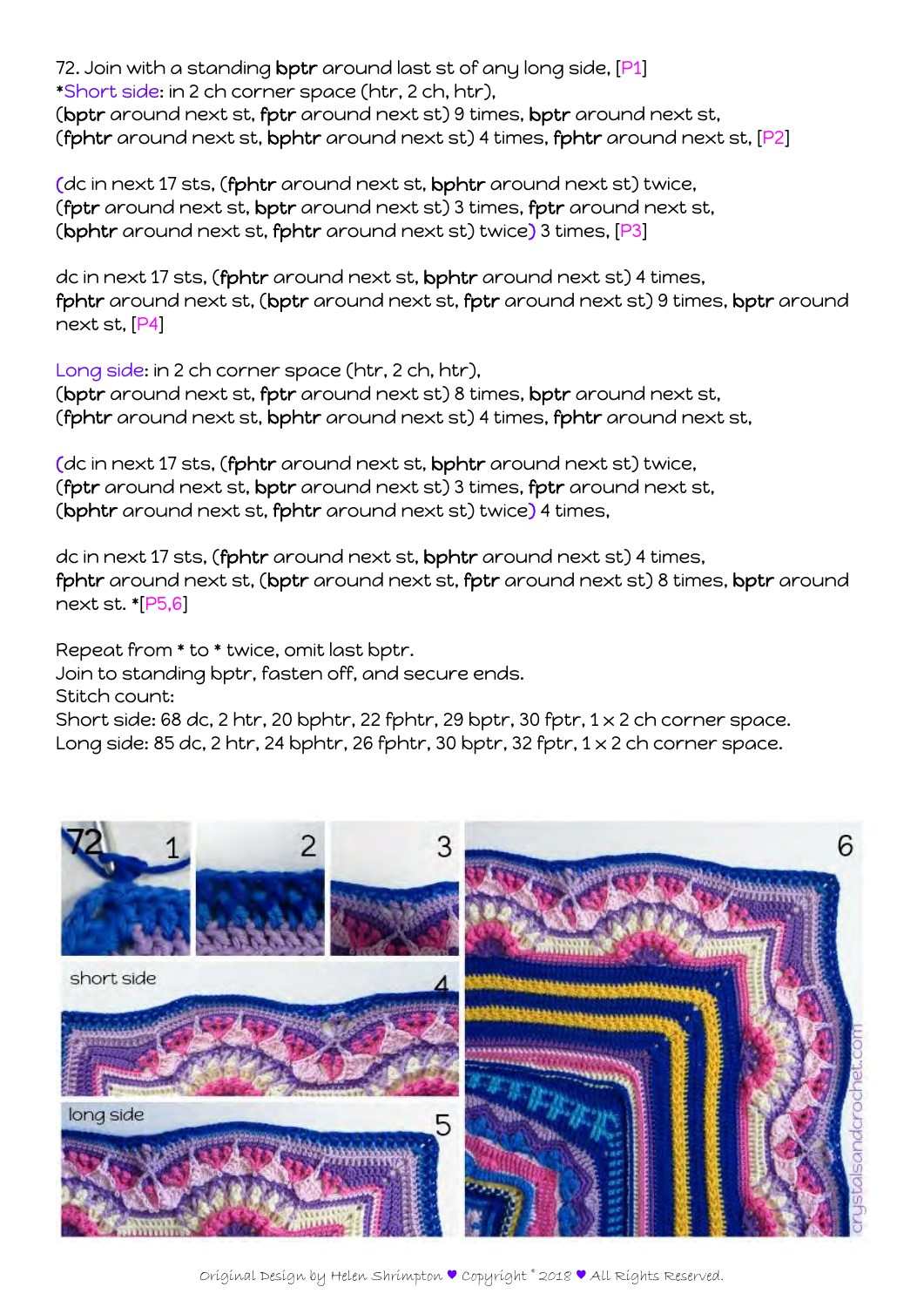72. Join with a standing **bptr** around last st of any long side, [P1]
*Short side: in 2 ch corner space (htr, 2 ch, htr),
(**bptr** around next st, **fptr** around next st) 9 times, **bptr** around next st,
(**fphtr** around next st, **bphtr** around next st) 4 times, **fphtr** around next st, [P2]

(dc in next 17 sts, (**fphtr** around next st, **bphtr** around next st) twice,
(**fptr** around next st, **bptr** around next st) 3 times, **fptr** around next st,
(**bphtr** around next st, **fphtr** around next st) twice) 3 times, [P3]

dc in next 17 sts, (**fphtr** around next st, **bphtr** around next st) 4 times,
**fphtr** around next st, (**bptr** around next st, **fptr** around next st) 9 times, **bptr** around next st, [P4]

Long side: in 2 ch corner space (htr, 2 ch, htr),
(**bptr** around next st, **fptr** around next st) 8 times, **bptr** around next st,
(**fphtr** around next st, **bphtr** around next st) 4 times, **fphtr** around next st,

(dc in next 17 sts, (**fphtr** around next st, **bphtr** around next st) twice,
(**fptr** around next st, **bptr** around next st) 3 times, **fptr** around next st,
(**bphtr** around next st, **fphtr** around next st) twice) 4 times,

dc in next 17 sts, (**fphtr** around next st, **bphtr** around next st) 4 times,
**fphtr** around next st, (**bptr** around next st, **fptr** around next st) 8 times, **bptr** around next st. *[P5,6]

Repeat from * to * twice, omit last bptr.
Join to standing bptr, fasten off, and secure ends.
Stitch count:
Short side: 68 dc, 2 htr, 20 bphtr, 22 fphtr, 29 bptr, 30 fptr, 1 x 2 ch corner space.
Long side: 85 dc, 2 htr, 24 bphtr, 26 fphtr, 30 bptr, 32 fptr, 1 x 2 ch corner space.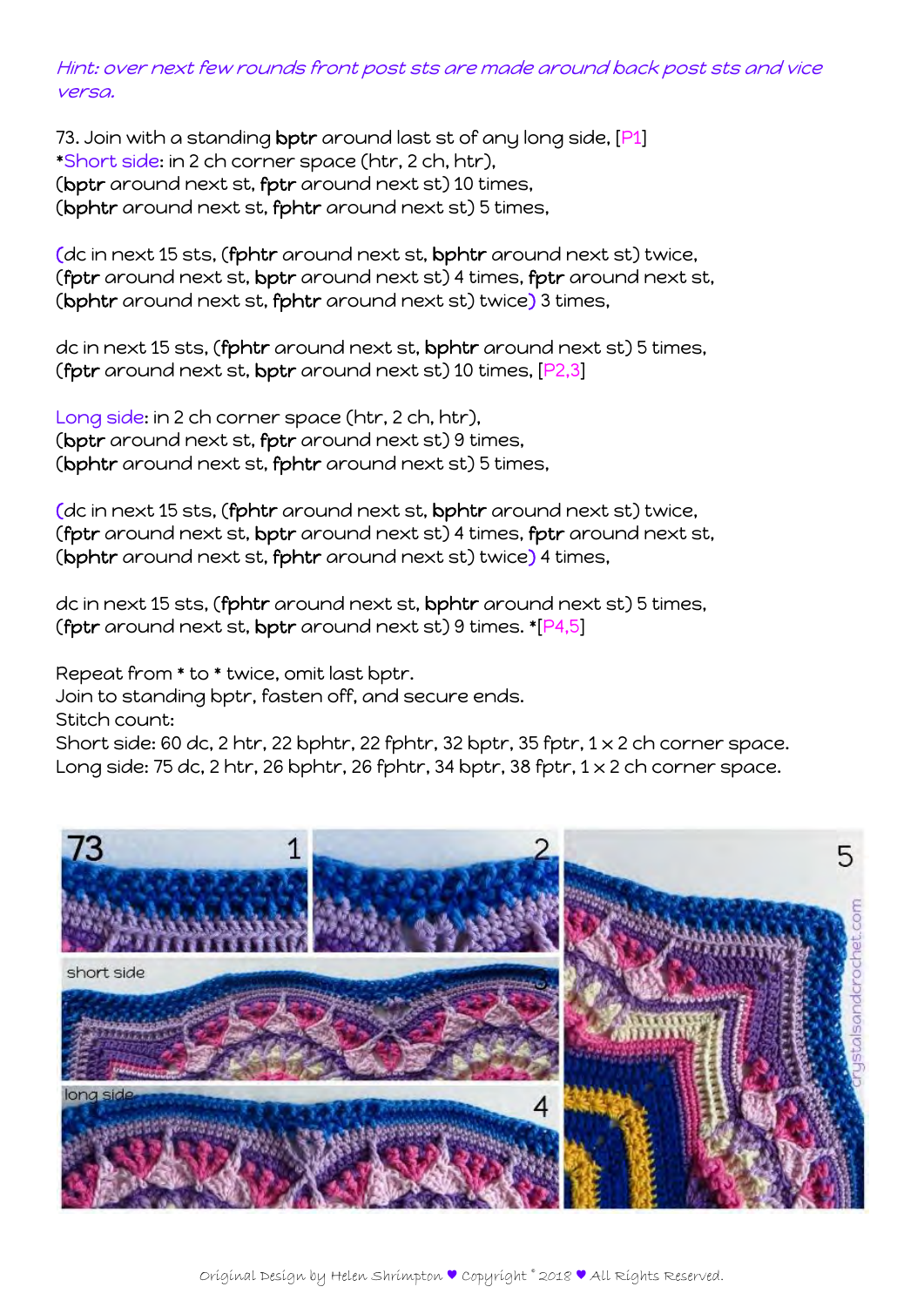*Hint: over next few rounds front post sts are made around back post sts and vice versa.*

73. Join with a standing **bptr** around last st of any long side, [P1]
*Short side: in 2 ch corner space (htr, 2 ch, htr),
(**bptr** around next st, **fptr** around next st) 10 times,
(**bphtr** around next st, **fphtr** around next st) 5 times,

(dc in next 15 sts, (**fphtr** around next st, **bphtr** around next st) twice,
(**fptr** around next st, **bptr** around next st) 4 times, **fptr** around next st,
(**bphtr** around next st, **fphtr** around next st) twice) 3 times,

dc in next 15 sts, (**fphtr** around next st, **bphtr** around next st) 5 times,
(**fptr** around next st, **bptr** around next st) 10 times, [P2,3]

Long side: in 2 ch corner space (htr, 2 ch, htr),
(**bptr** around next st, **fptr** around next st) 9 times,
(**bphtr** around next st, **fphtr** around next st) 5 times,

(dc in next 15 sts, (**fphtr** around next st, **bphtr** around next st) twice,
(**fptr** around next st, **bptr** around next st) 4 times, **fptr** around next st,
(**bphtr** around next st, **fphtr** around next st) twice) 4 times,

dc in next 15 sts, (**fphtr** around next st, **bphtr** around next st) 5 times,
(**fptr** around next st, **bptr** around next st) 9 times. *[P4,5]

Repeat from * to * twice, omit last bptr.
Join to standing bptr, fasten off, and secure ends.
Stitch count:
Short side: 60 dc, 2 htr, 22 bphtr, 22 fphtr, 32 bptr, 35 fptr, 1 x 2 ch corner space.
Long side: 75 dc, 2 htr, 26 bphtr, 26 fphtr, 34 bptr, 38 fptr, 1 x 2 ch corner space.

Original Design by Helen Shrimpton ♥ Copyright © 2018 ♥ All Rights Reserved.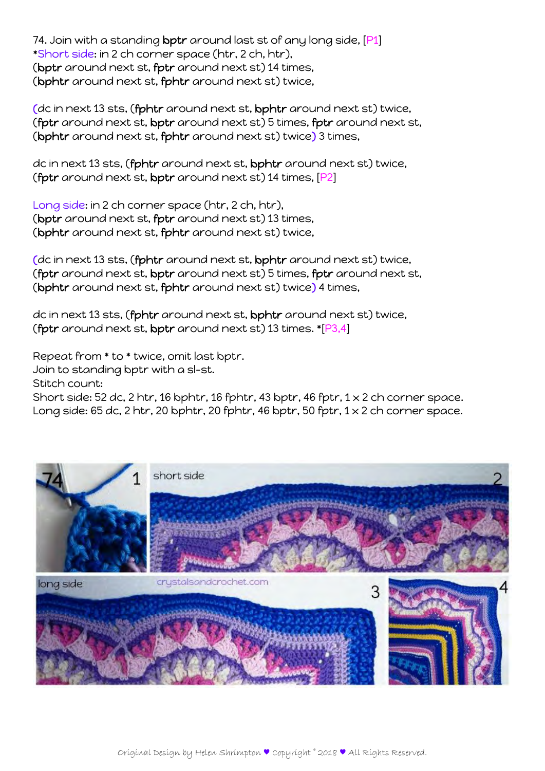74. Join with a standing **bptr** around last st of any long side, [P1]
*Short side: in 2 ch corner space (htr, 2 ch, htr),
(**bptr** around next st, **fptr** around next st) 14 times,
(**bphtr** around next st, **fphtr** around next st) twice,

(dc in next 13 sts, (**fphtr** around next st, **bphtr** around next st) twice,
(**fptr** around next st, **bptr** around next st) 5 times, **fptr** around next st,
(**bphtr** around next st, **fphtr** around next st) twice) 3 times,

dc in next 13 sts, (**fphtr** around next st, **bphtr** around next st) twice,
(**fptr** around next st, **bptr** around next st) 14 times, [P2]

Long side: in 2 ch corner space (htr, 2 ch, htr),
(**bptr** around next st, **fptr** around next st) 13 times,
(**bphtr** around next st, **fphtr** around next st) twice,

(dc in next 13 sts, (**fphtr** around next st, **bphtr** around next st) twice,
(**fptr** around next st, **bptr** around next st) 5 times, **fptr** around next st,
(**bphtr** around next st, **fphtr** around next st) twice) 4 times,

dc in next 13 sts, (**fphtr** around next st, **bphtr** around next st) twice,
(**fptr** around next st, **bptr** around next st) 13 times. *[P3,4]

Repeat from * to * twice, omit last bptr.
Join to standing bptr with a sl-st.
Stitch count:
Short side: 52 dc, 2 htr, 16 bphtr, 16 fphtr, 43 bptr, 46 fptr, 1 x 2 ch corner space.
Long side: 65 dc, 2 htr, 20 bphtr, 20 fphtr, 46 bptr, 50 fptr, 1 x 2 ch corner space.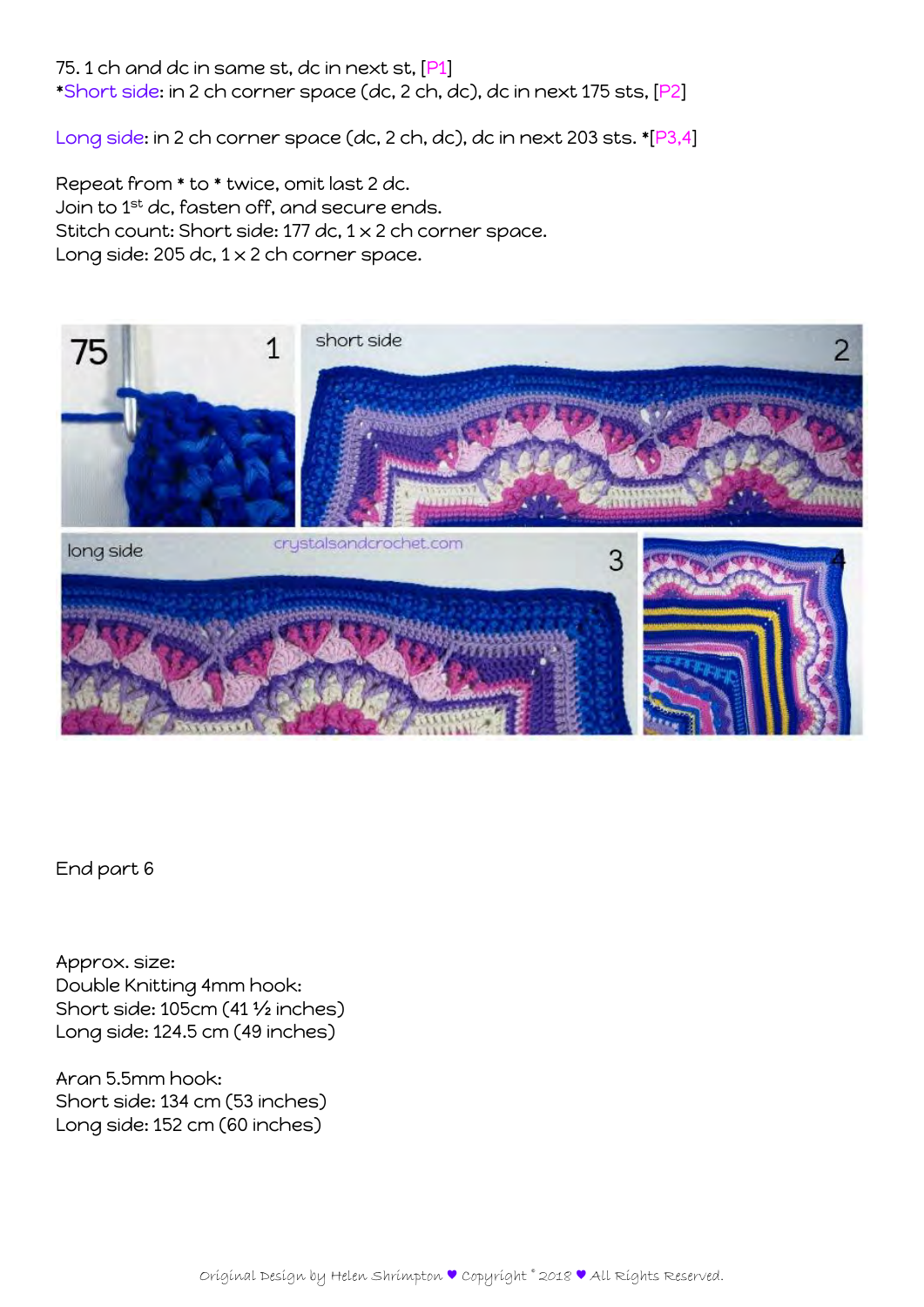75. 1 ch and dc in same st, dc in next st, [P1]
*Short side: in 2 ch corner space (dc, 2 ch, dc), dc in next 175 sts, [P2]

Long side: in 2 ch corner space (dc, 2 ch, dc), dc in next 203 sts. *[P3,4]

Repeat from * to * twice, omit last 2 dc.
Join to 1st dc, fasten off, and secure ends.
Stitch count: Short side: 177 dc, 1 x 2 ch corner space.
Long side: 205 dc, 1 x 2 ch corner space.

75
1
short side
2
long side
crystalsandcrochet.com
3
4

End part 6

Approx. size:
Double Knitting 4mm hook:
Short side: 105cm (41 ½ inches)
Long side: 124.5 cm (49 inches)

Aran 5.5mm hook:
Short side: 134 cm (53 inches)
Long side: 152 cm (60 inches)